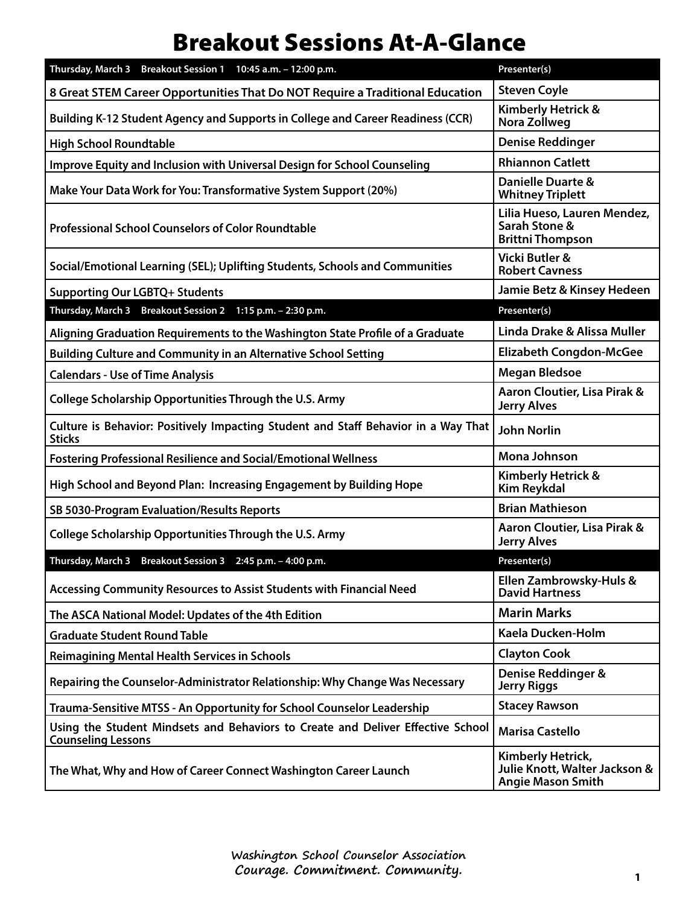# Breakout Sessions At-A-Glance

| Thursday, March 3 Breakout Session 1 10:45 a.m. – 12:00 p.m. | Presenter(s) |
|---|---|
| 8 Great STEM Career Opportunities That Do NOT Require a Traditional Education | Steven Coyle |
| Building K-12 Student Agency and Supports in College and Career Readiness (CCR) | Kimberly Hetrick & Nora Zollweg |
| High School Roundtable | Denise Reddinger |
| Improve Equity and Inclusion with Universal Design for School Counseling | Rhiannon Catlett |
| Make Your Data Work for You: Transformative System Support (20%) | Danielle Duarte & Whitney Triplett |
| Professional School Counselors of Color Roundtable | Lilia Hueso, Lauren Mendez, Sarah Stone & Brittni Thompson |
| Social/Emotional Learning (SEL); Uplifting Students, Schools and Communities | Vicki Butler & Robert Cavness |
| Supporting Our LGBTQ+ Students | Jamie Betz & Kinsey Hedeen |
| **Thursday, March 3 Breakout Session 2 1:15 p.m. – 2:30 p.m.** | **Presenter(s)** |
| Aligning Graduation Requirements to the Washington State Profile of a Graduate | Linda Drake & Alissa Muller |
| Building Culture and Community in an Alternative School Setting | Elizabeth Congdon-McGee |
| Calendars - Use of Time Analysis | Megan Bledsoe |
| College Scholarship Opportunities Through the U.S. Army | Aaron Cloutier, Lisa Pirak & Jerry Alves |
| Culture is Behavior: Positively Impacting Student and Staff Behavior in a Way That Sticks | John Norlin |
| Fostering Professional Resilience and Social/Emotional Wellness | Mona Johnson |
| High School and Beyond Plan: Increasing Engagement by Building Hope | Kimberly Hetrick & Kim Reykdal |
| SB 5030-Program Evaluation/Results Reports | Brian Mathieson |
| College Scholarship Opportunities Through the U.S. Army | Aaron Cloutier, Lisa Pirak & Jerry Alves |
| **Thursday, March 3 Breakout Session 3 2:45 p.m. – 4:00 p.m.** | **Presenter(s)** |
| Accessing Community Resources to Assist Students with Financial Need | Ellen Zambrowsky-Huls & David Hartness |
| The ASCA National Model: Updates of the 4th Edition | Marin Marks |
| Graduate Student Round Table | Kaela Ducken-Holm |
| Reimagining Mental Health Services in Schools | Clayton Cook |
| Repairing the Counselor-Administrator Relationship: Why Change Was Necessary | Denise Reddinger & Jerry Riggs |
| Trauma-Sensitive MTSS - An Opportunity for School Counselor Leadership | Stacey Rawson |
| Using the Student Mindsets and Behaviors to Create and Deliver Effective School Counseling Lessons | Marisa Castello |
| The What, Why and How of Career Connect Washington Career Launch | Kimberly Hetrick, Julie Knott, Walter Jackson & Angie Mason Smith |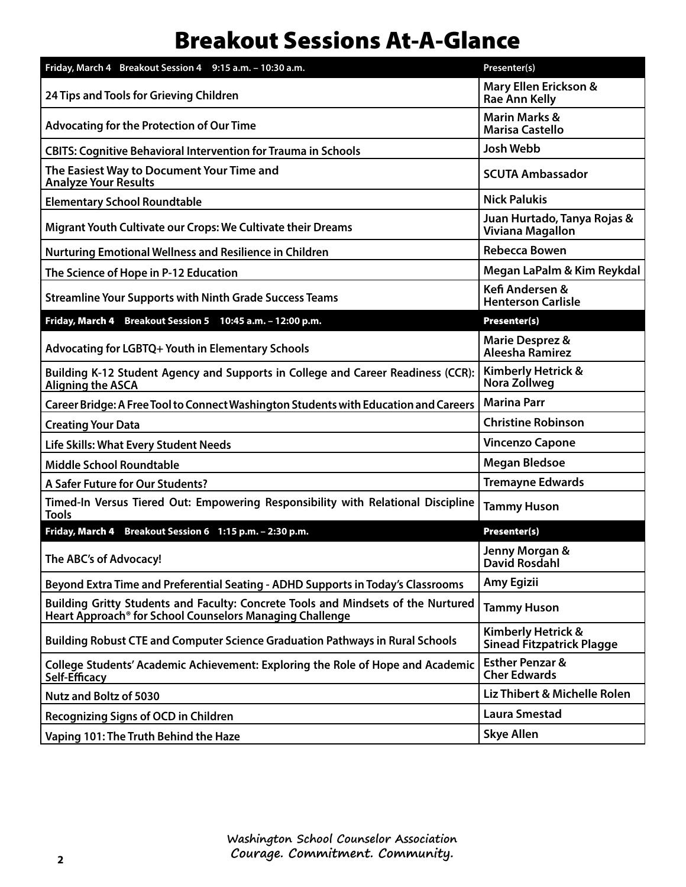# Breakout Sessions At-A-Glance

| Friday, March 4 Breakout Session 4 9:15 a.m. – 10:30 a.m. | Presenter(s) |
|---|---|
| 24 Tips and Tools for Grieving Children | Mary Ellen Erickson & Rae Ann Kelly |
| Advocating for the Protection of Our Time | Marin Marks & Marisa Castello |
| CBITS: Cognitive Behavioral Intervention for Trauma in Schools | Josh Webb |
| The Easiest Way to Document Your Time and Analyze Your Results | SCUTA Ambassador |
| Elementary School Roundtable | Nick Palukis |
| Migrant Youth Cultivate our Crops: We Cultivate their Dreams | Juan Hurtado, Tanya Rojas & Viviana Magallon |
| Nurturing Emotional Wellness and Resilience in Children | Rebecca Bowen |
| The Science of Hope in P-12 Education | Megan LaPalm & Kim Reykdal |
| Streamline Your Supports with Ninth Grade Success Teams | Kefi Andersen & Henterson Carlisle |
| **Friday, March 4 Breakout Session 5 10:45 a.m. – 12:00 p.m.** | **Presenter(s)** |
| Advocating for LGBTQ+ Youth in Elementary Schools | Marie Desprez & Aleesha Ramirez |
| Building K-12 Student Agency and Supports in College and Career Readiness (CCR): Aligning the ASCA | Kimberly Hetrick & Nora Zollweg |
| Career Bridge: A Free Tool to Connect Washington Students with Education and Careers | Marina Parr |
| Creating Your Data | Christine Robinson |
| Life Skills: What Every Student Needs | Vincenzo Capone |
| Middle School Roundtable | Megan Bledsoe |
| A Safer Future for Our Students? | Tremayne Edwards |
| Timed-In Versus Tiered Out: Empowering Responsibility with Relational Discipline Tools | Tammy Huson |
| **Friday, March 4 Breakout Session 6 1:15 p.m. – 2:30 p.m.** | **Presenter(s)** |
| The ABC's of Advocacy! | Jenny Morgan & David Rosdahl |
| Beyond Extra Time and Preferential Seating - ADHD Supports in Today's Classrooms | Amy Egizii |
| Building Gritty Students and Faculty: Concrete Tools and Mindsets of the Nurtured Heart Approach® for School Counselors Managing Challenge | Tammy Huson |
| Building Robust CTE and Computer Science Graduation Pathways in Rural Schools | Kimberly Hetrick & Sinead Fitzpatrick Plagge |
| College Students' Academic Achievement: Exploring the Role of Hope and Academic Self-Efficacy | Esther Penzar & Cher Edwards |
| Nutz and Boltz of 5030 | Liz Thibert & Michelle Rolen |
| Recognizing Signs of OCD in Children | Laura Smestad |
| Vaping 101: The Truth Behind the Haze | Skye Allen |

Washington School Counselor Association
Courage. Commitment. Community.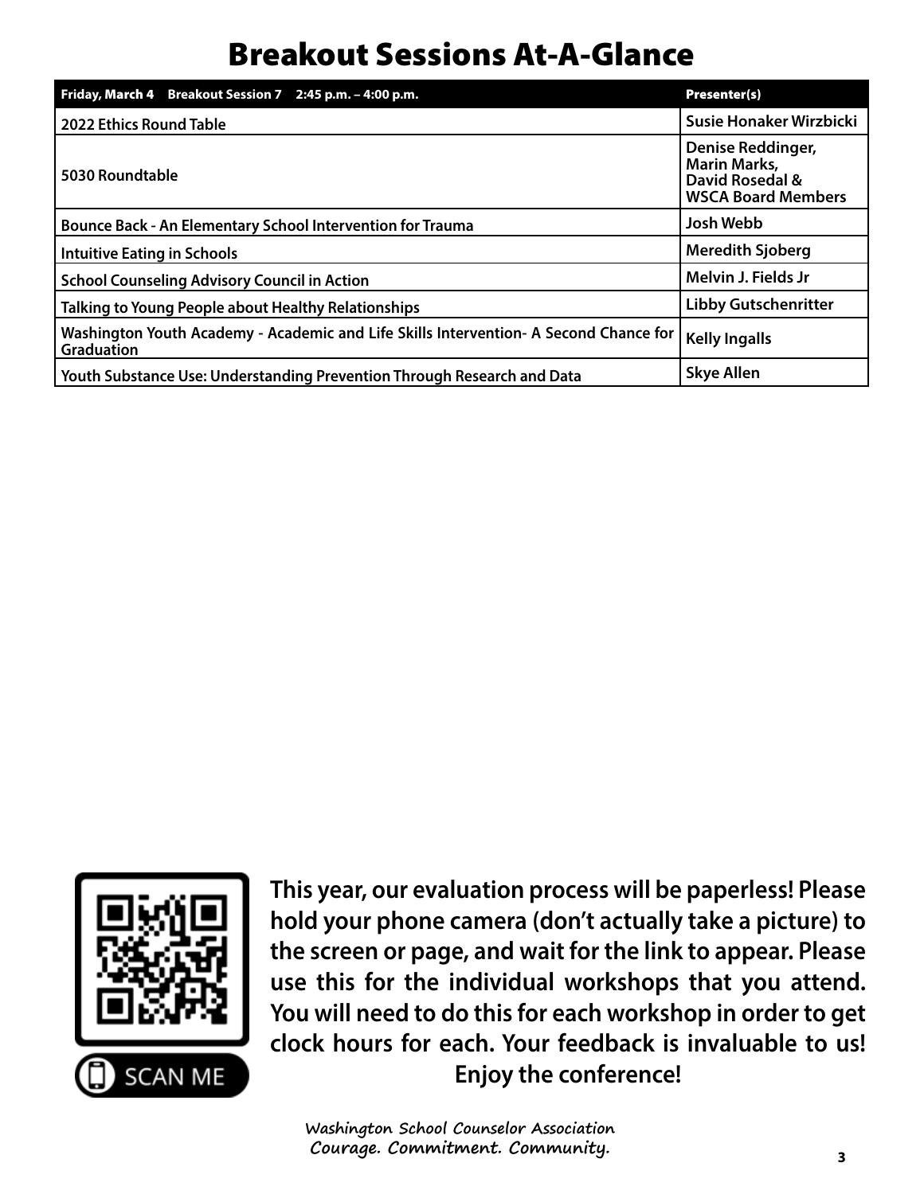# Breakout Sessions At-A-Glance

| Friday, March 4 Breakout Session 7 2:45 p.m. – 4:00 p.m. | Presenter(s) |
|---|---|
| 2022 Ethics Round Table | Susie Honaker Wirzbicki |
| 5030 Roundtable | Denise Reddinger, Marin Marks, David Rosedal & WSCA Board Members |
| Bounce Back - An Elementary School Intervention for Trauma | Josh Webb |
| Intuitive Eating in Schools | Meredith Sjoberg |
| School Counseling Advisory Council in Action | Melvin J. Fields Jr |
| Talking to Young People about Healthy Relationships | Libby Gutschenritter |
| Washington Youth Academy - Academic and Life Skills Intervention- A Second Chance for Graduation | Kelly Ingalls |
| Youth Substance Use: Understanding Prevention Through Research and Data | Skye Allen |

SCAN ME

**This year, our evaluation process will be paperless! Please hold your phone camera (don't actually take a picture) to the screen or page, and wait for the link to appear. Please use this for the individual workshops that you attend. You will need to do this for each workshop in order to get clock hours for each. Your feedback is invaluable to us! Enjoy the conference!**

Washington School Counselor Association
Courage. Commitment. Community.